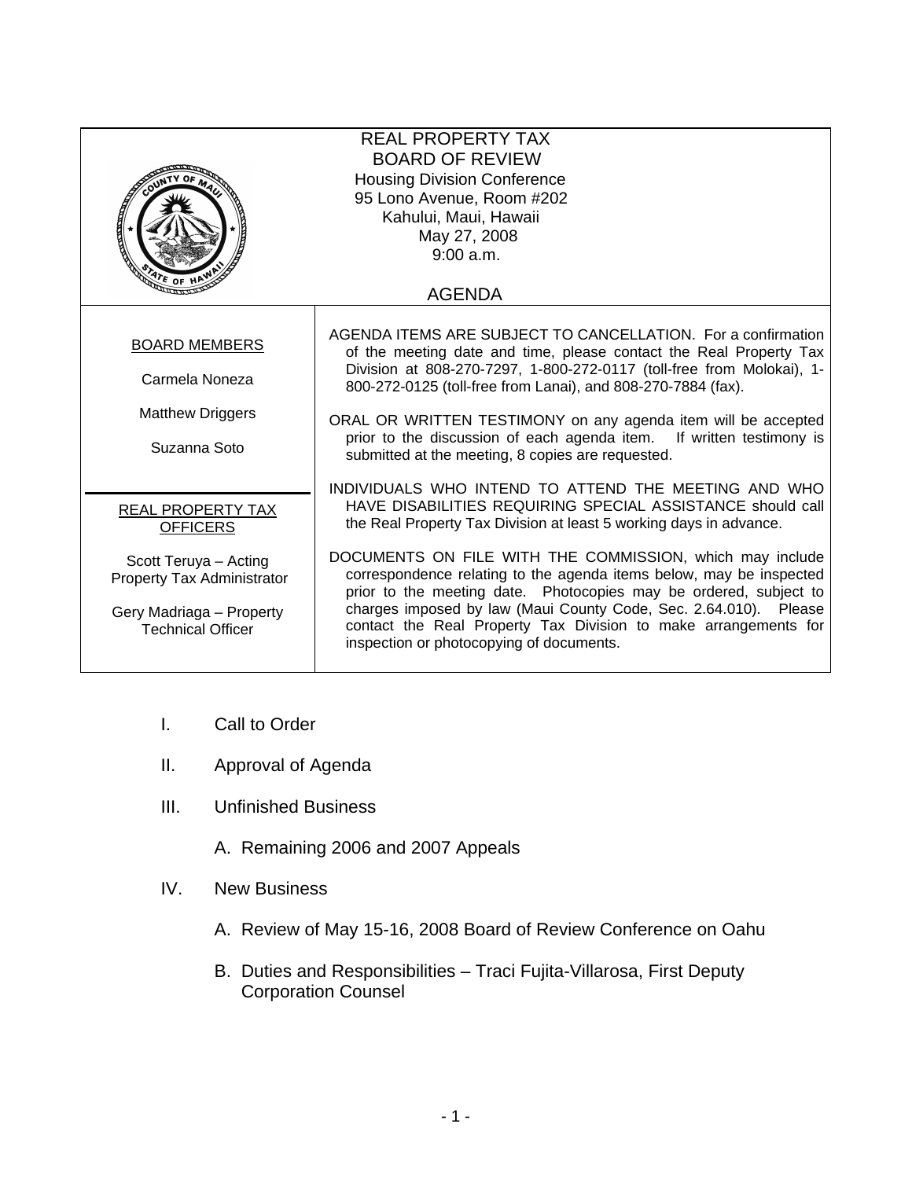# REAL PROPERTY TAX BOARD OF REVIEW

Housing Division Conference
95 Lono Avenue, Room #202
Kahului, Maui, Hawaii
May 27, 2008
9:00 a.m.

## AGENDA

**BOARD MEMBERS**

Carmela Noneza

Matthew Driggers

Suzanna Soto

**REAL PROPERTY TAX OFFICERS**

Scott Teruya – Acting Property Tax Administrator

Gery Madriaga – Property Technical Officer

AGENDA ITEMS ARE SUBJECT TO CANCELLATION. For a confirmation of the meeting date and time, please contact the Real Property Tax Division at 808-270-7297, 1-800-272-0117 (toll-free from Molokai), 1-800-272-0125 (toll-free from Lanai), and 808-270-7884 (fax).

ORAL OR WRITTEN TESTIMONY on any agenda item will be accepted prior to the discussion of each agenda item. If written testimony is submitted at the meeting, 8 copies are requested.

INDIVIDUALS WHO INTEND TO ATTEND THE MEETING AND WHO HAVE DISABILITIES REQUIRING SPECIAL ASSISTANCE should call the Real Property Tax Division at least 5 working days in advance.

DOCUMENTS ON FILE WITH THE COMMISSION, which may include correspondence relating to the agenda items below, may be inspected prior to the meeting date. Photocopies may be ordered, subject to charges imposed by law (Maui County Code, Sec. 2.64.010). Please contact the Real Property Tax Division to make arrangements for inspection or photocopying of documents.

I. Call to Order

II. Approval of Agenda

III. Unfinished Business

   A. Remaining 2006 and 2007 Appeals

IV. New Business

   A. Review of May 15-16, 2008 Board of Review Conference on Oahu

   B. Duties and Responsibilities – Traci Fujita-Villarosa, First Deputy Corporation Counsel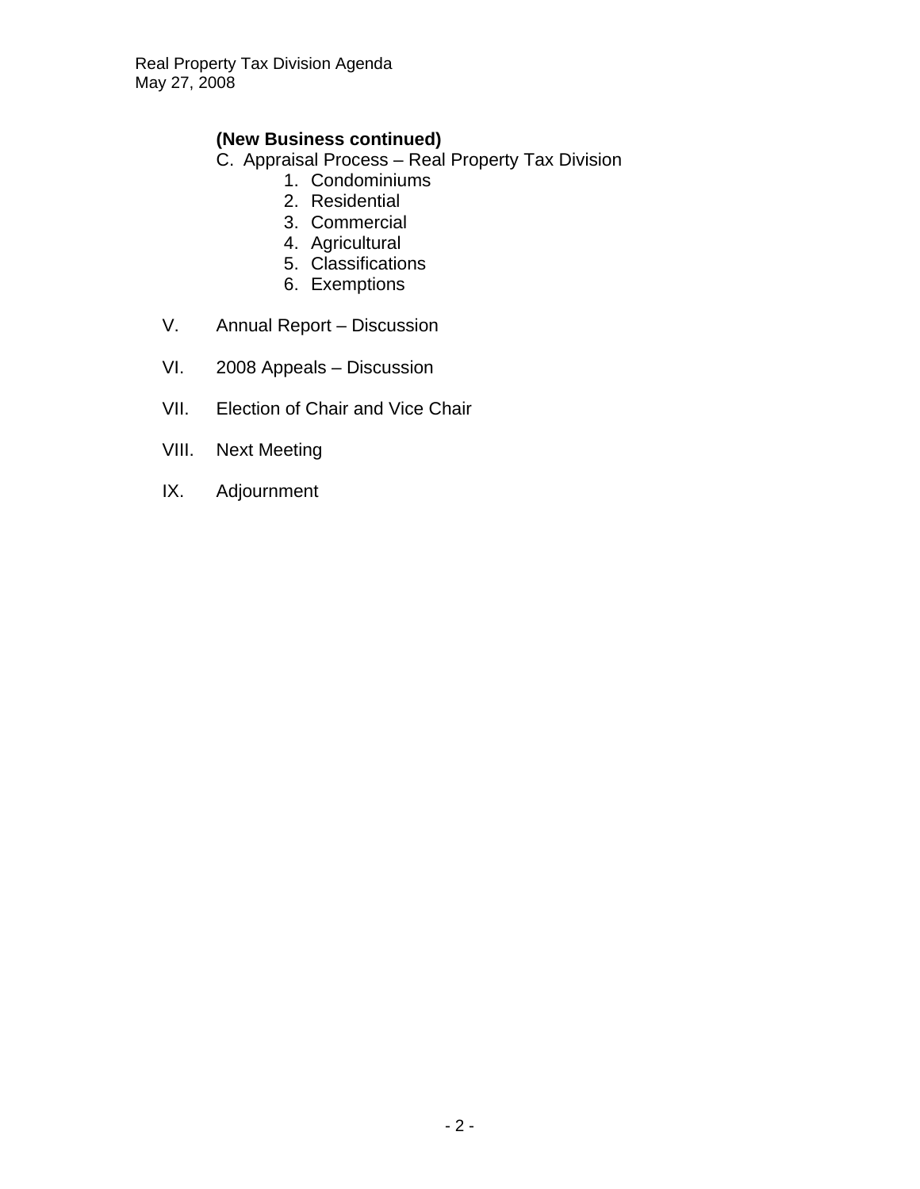**(New Business continued)**

C. Appraisal Process – Real Property Tax Division

1. Condominiums
2. Residential
3. Commercial
4. Agricultural
5. Classifications
6. Exemptions

V. Annual Report – Discussion

VI. 2008 Appeals – Discussion

VII. Election of Chair and Vice Chair

VIII. Next Meeting

IX. Adjournment